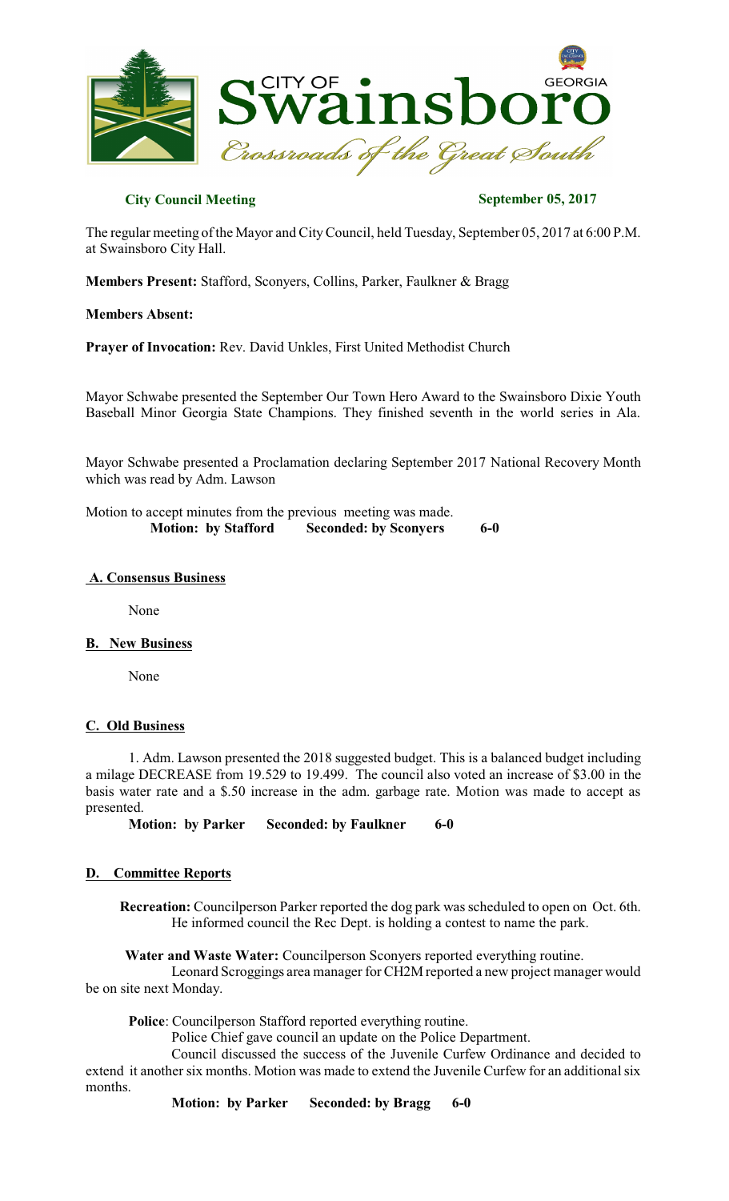# CITY OF Swainsboro GEORGIA

*Crossroads of the Great South*

**City Council Meeting** **September 05, 2017**

The regular meeting of the Mayor and City Council, held Tuesday, September 05, 2017 at 6:00 P.M. at Swainsboro City Hall.

**Members Present:** Stafford, Sconyers, Collins, Parker, Faulkner & Bragg

**Members Absent:**

**Prayer of Invocation:** Rev. David Unkles, First United Methodist Church

Mayor Schwabe presented the September Our Town Hero Award to the Swainsboro Dixie Youth Baseball Minor Georgia State Champions. They finished seventh in the world series in Ala.

Mayor Schwabe presented a Proclamation declaring September 2017 National Recovery Month which was read by Adm. Lawson

Motion to accept minutes from the previous meeting was made.

**Motion: by Stafford Seconded: by Sconyers 6-0**

## A. Consensus Business

None

## B. New Business

None

## C. Old Business

1. Adm. Lawson presented the 2018 suggested budget. This is a balanced budget including a milage DECREASE from 19.529 to 19.499. The council also voted an increase of $3.00 in the basis water rate and a $.50 increase in the adm. garbage rate. Motion was made to accept as presented.

**Motion: by Parker Seconded: by Faulkner 6-0**

## D. Committee Reports

**Recreation:** Councilperson Parker reported the dog park was scheduled to open on Oct. 6th. He informed council the Rec Dept. is holding a contest to name the park.

**Water and Waste Water:** Councilperson Sconyers reported everything routine.

Leonard Scroggings area manager for CH2M reported a new project manager would be on site next Monday.

**Police**: Councilperson Stafford reported everything routine.

Police Chief gave council an update on the Police Department.

Council discussed the success of the Juvenile Curfew Ordinance and decided to extend it another six months. Motion was made to extend the Juvenile Curfew for an additional six months.

**Motion: by Parker Seconded: by Bragg 6-0**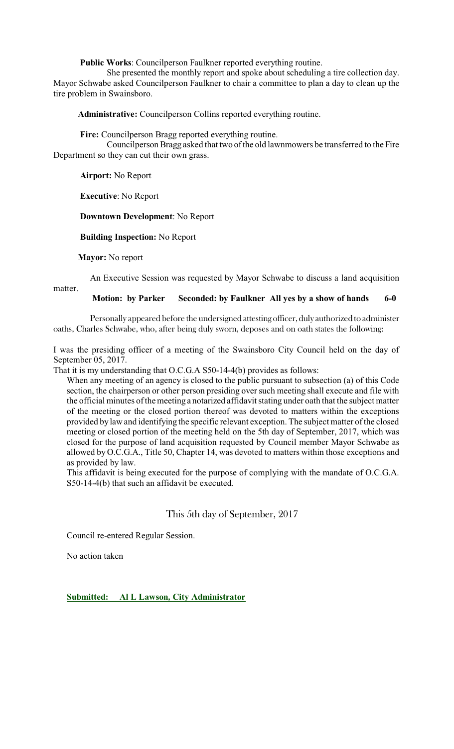**Public Works**: Councilperson Faulkner reported everything routine.

She presented the monthly report and spoke about scheduling a tire collection day. Mayor Schwabe asked Councilperson Faulkner to chair a committee to plan a day to clean up the tire problem in Swainsboro.

**Administrative:** Councilperson Collins reported everything routine.

**Fire:** Councilperson Bragg reported everything routine.

Councilperson Bragg asked that two of the old lawnmowers be transferred to the Fire Department so they can cut their own grass.

**Airport:** No Report

**Executive**: No Report

**Downtown Development**: No Report

**Building Inspection:** No Report

**Mayor:** No report

An Executive Session was requested by Mayor Schwabe to discuss a land acquisition matter.

**Motion: by Parker Seconded: by Faulkner All yes by a show of hands 6-0**

Personally appeared before the undersigned attesting officer, duly authorized to administer oaths, Charles Schwabe, who, after being duly sworn, deposes and on oath states the following:

I was the presiding officer of a meeting of the Swainsboro City Council held on the day of September 05, 2017.

That it is my understanding that O.C.G.A S50-14-4(b) provides as follows:

When any meeting of an agency is closed to the public pursuant to subsection (a) of this Code section, the chairperson or other person presiding over such meeting shall execute and file with the official minutes of the meeting a notarized affidavit stating under oath that the subject matter of the meeting or the closed portion thereof was devoted to matters within the exceptions provided by law and identifying the specific relevant exception. The subject matter of the closed meeting or closed portion of the meeting held on the 5th day of September, 2017, which was closed for the purpose of land acquisition requested by Council member Mayor Schwabe as allowed by O.C.G.A., Title 50, Chapter 14, was devoted to matters within those exceptions and as provided by law.

This affidavit is being executed for the purpose of complying with the mandate of O.C.G.A. S50-14-4(b) that such an affidavit be executed.

This 5th day of September, 2017

Council re-entered Regular Session.

No action taken

**Submitted: Al L Lawson, City Administrator**